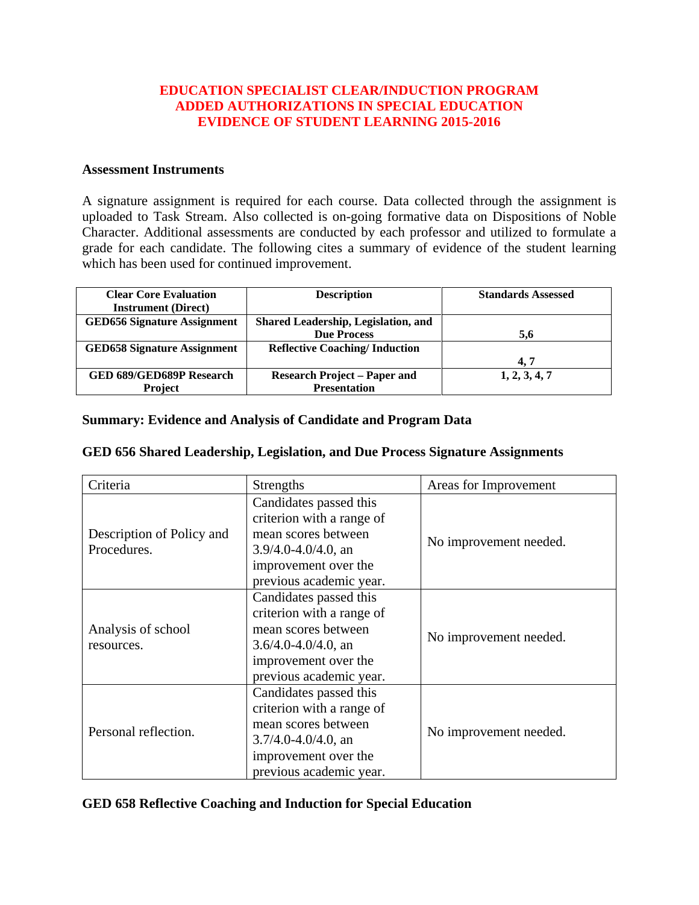# EDUCATION SPECIALIST CLEAR/INDUCTION PROGRAM
# ADDED AUTHORIZATIONS IN SPECIAL EDUCATION
# EVIDENCE OF STUDENT LEARNING 2015-2016

### Assessment Instruments

A signature assignment is required for each course. Data collected through the assignment is uploaded to Task Stream. Also collected is on-going formative data on Dispositions of Noble Character. Additional assessments are conducted by each professor and utilized to formulate a grade for each candidate. The following cites a summary of evidence of the student learning which has been used for continued improvement.

| **Clear Core Evaluation Instrument (Direct)** | **Description** | **Standards Assessed** |
|---|---|---|
| **GED656 Signature Assignment** | **Shared Leadership, Legislation, and Due Process** | **5,6** |
| **GED658 Signature Assignment** | **Reflective Coaching/ Induction** | **4, 7** |
| **GED 689/GED689P Research Project** | **Research Project – Paper and Presentation** | **1, 2, 3, 4, 7** |

### Summary: Evidence and Analysis of Candidate and Program Data

### GED 656 Shared Leadership, Legislation, and Due Process Signature Assignments

| Criteria | Strengths | Areas for Improvement |
|---|---|---|
| Description of Policy and Procedures. | Candidates passed this criterion with a range of mean scores between 3.9/4.0-4.0/4.0, an improvement over the previous academic year. | No improvement needed. |
| Analysis of school resources. | Candidates passed this criterion with a range of mean scores between 3.6/4.0-4.0/4.0, an improvement over the previous academic year. | No improvement needed. |
| Personal reflection. | Candidates passed this criterion with a range of mean scores between 3.7/4.0-4.0/4.0, an improvement over the previous academic year. | No improvement needed. |

### GED 658 Reflective Coaching and Induction for Special Education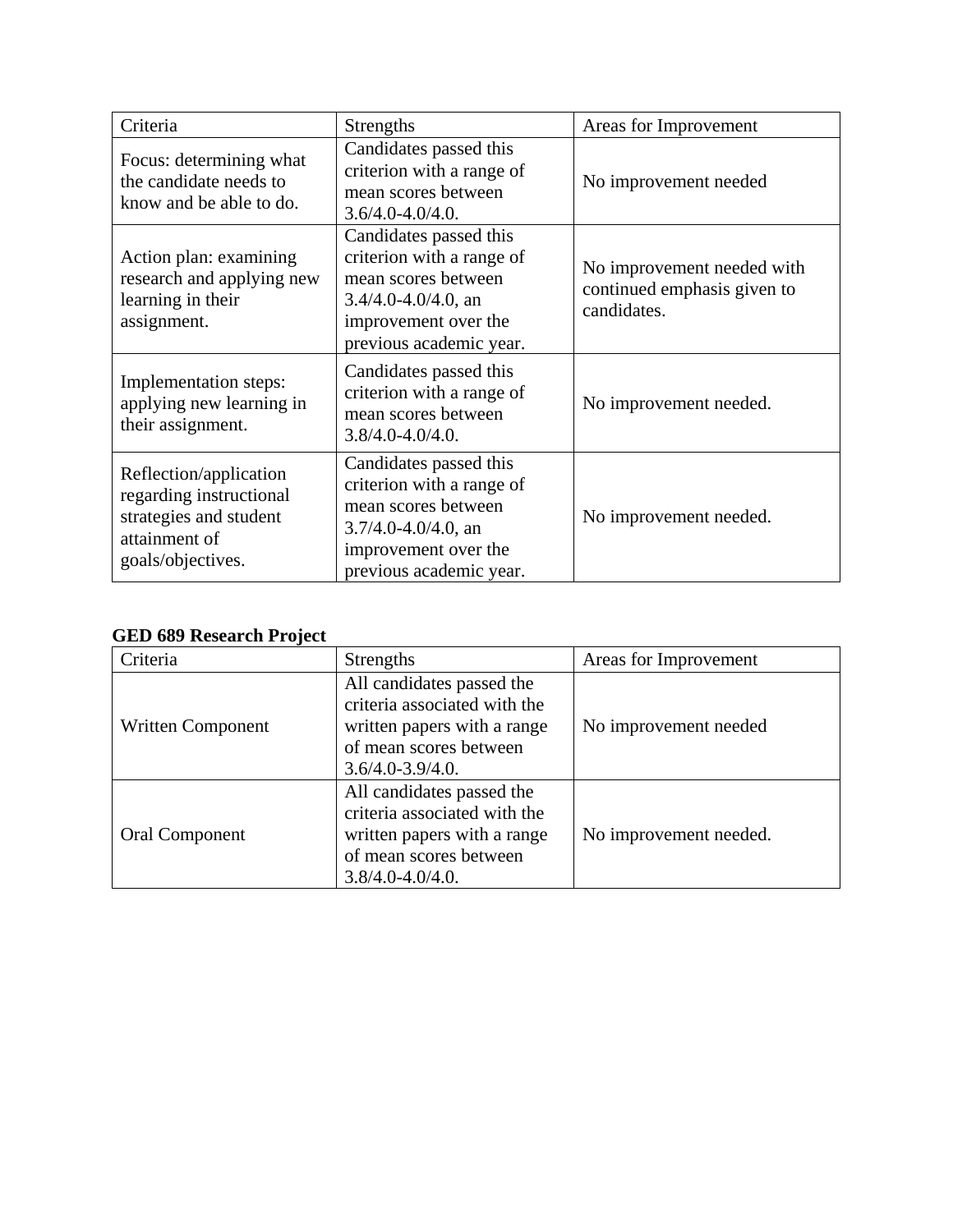| Criteria | Strengths | Areas for Improvement |
| --- | --- | --- |
| Focus: determining what the candidate needs to know and be able to do. | Candidates passed this criterion with a range of mean scores between 3.6/4.0-4.0/4.0. | No improvement needed |
| Action plan: examining research and applying new learning in their assignment. | Candidates passed this criterion with a range of mean scores between 3.4/4.0-4.0/4.0, an improvement over the previous academic year. | No improvement needed with continued emphasis given to candidates. |
| Implementation steps: applying new learning in their assignment. | Candidates passed this criterion with a range of mean scores between 3.8/4.0-4.0/4.0. | No improvement needed. |
| Reflection/application regarding instructional strategies and student attainment of goals/objectives. | Candidates passed this criterion with a range of mean scores between 3.7/4.0-4.0/4.0, an improvement over the previous academic year. | No improvement needed. |

**GED 689 Research Project**

| Criteria | Strengths | Areas for Improvement |
| --- | --- | --- |
| Written Component | All candidates passed the criteria associated with the written papers with a range of mean scores between 3.6/4.0-3.9/4.0. | No improvement needed |
| Oral Component | All candidates passed the criteria associated with the written papers with a range of mean scores between 3.8/4.0-4.0/4.0. | No improvement needed. |